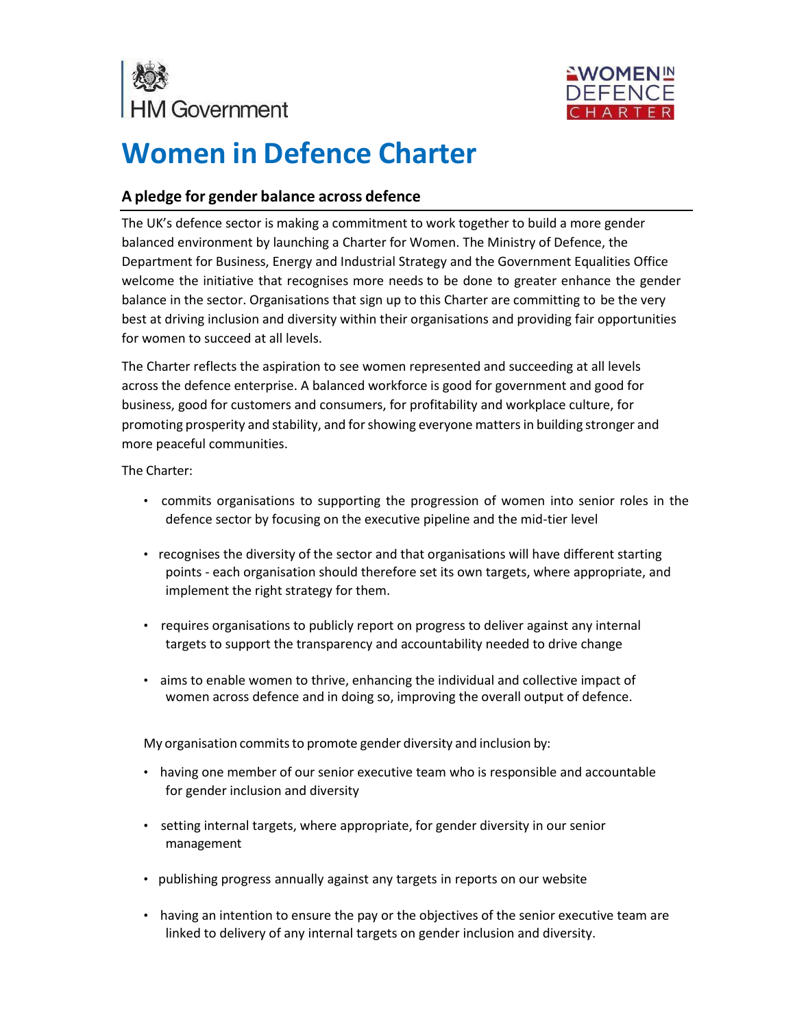# Women in Defence Charter

## A pledge for gender balance across defence

The UK's defence sector is making a commitment to work together to build a more gender balanced environment by launching a Charter for Women. The Ministry of Defence, the Department for Business, Energy and Industrial Strategy and the Government Equalities Office welcome the initiative that recognises more needs to be done to greater enhance the gender balance in the sector. Organisations that sign up to this Charter are committing to be the very best at driving inclusion and diversity within their organisations and providing fair opportunities for women to succeed at all levels.

The Charter reflects the aspiration to see women represented and succeeding at all levels across the defence enterprise. A balanced workforce is good for government and good for business, good for customers and consumers, for profitability and workplace culture, for promoting prosperity and stability, and for showing everyone matters in building stronger and more peaceful communities.

The Charter:

- commits organisations to supporting the progression of women into senior roles in the defence sector by focusing on the executive pipeline and the mid-tier level
- recognises the diversity of the sector and that organisations will have different starting points - each organisation should therefore set its own targets, where appropriate, and implement the right strategy for them.
- requires organisations to publicly report on progress to deliver against any internal targets to support the transparency and accountability needed to drive change
- aims to enable women to thrive, enhancing the individual and collective impact of women across defence and in doing so, improving the overall output of defence.

My organisation commits to promote gender diversity and inclusion by:

- having one member of our senior executive team who is responsible and accountable for gender inclusion and diversity
- setting internal targets, where appropriate, for gender diversity in our senior management
- publishing progress annually against any targets in reports on our website
- having an intention to ensure the pay or the objectives of the senior executive team are linked to delivery of any internal targets on gender inclusion and diversity.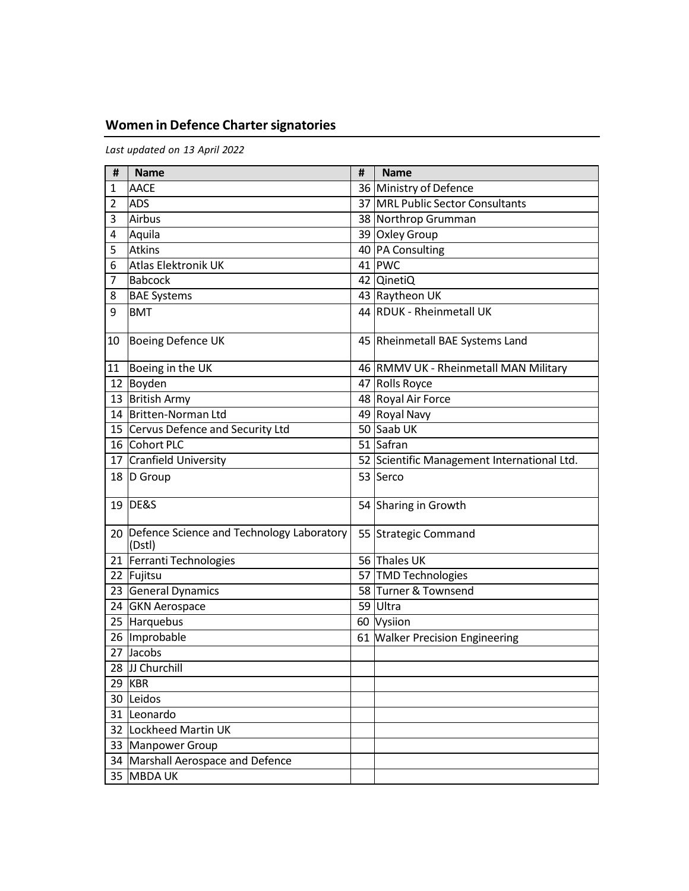## Women in Defence Charter signatories

*Last updated on 13 April 2022*

| # | Name | # | Name |
|---|---|---|---|
| 1 | AACE | 36 | Ministry of Defence |
| 2 | ADS | 37 | MRL Public Sector Consultants |
| 3 | Airbus | 38 | Northrop Grumman |
| 4 | Aquila | 39 | Oxley Group |
| 5 | Atkins | 40 | PA Consulting |
| 6 | Atlas Elektronik UK | 41 | PWC |
| 7 | Babcock | 42 | QinetiQ |
| 8 | BAE Systems | 43 | Raytheon UK |
| 9 | BMT | 44 | RDUK - Rheinmetall UK |
| 10 | Boeing Defence UK | 45 | Rheinmetall BAE Systems Land |
| 11 | Boeing in the UK | 46 | RMMV UK - Rheinmetall MAN Military |
| 12 | Boyden | 47 | Rolls Royce |
| 13 | British Army | 48 | Royal Air Force |
| 14 | Britten-Norman Ltd | 49 | Royal Navy |
| 15 | Cervus Defence and Security Ltd | 50 | Saab UK |
| 16 | Cohort PLC | 51 | Safran |
| 17 | Cranfield University | 52 | Scientific Management International Ltd. |
| 18 | D Group | 53 | Serco |
| 19 | DE&S | 54 | Sharing in Growth |
| 20 | Defence Science and Technology Laboratory (Dstl) | 55 | Strategic Command |
| 21 | Ferranti Technologies | 56 | Thales UK |
| 22 | Fujitsu | 57 | TMD Technologies |
| 23 | General Dynamics | 58 | Turner & Townsend |
| 24 | GKN Aerospace | 59 | Ultra |
| 25 | Harquebus | 60 | Vysiion |
| 26 | Improbable | 61 | Walker Precision Engineering |
| 27 | Jacobs | | |
| 28 | JJ Churchill | | |
| 29 | KBR | | |
| 30 | Leidos | | |
| 31 | Leonardo | | |
| 32 | Lockheed Martin UK | | |
| 33 | Manpower Group | | |
| 34 | Marshall Aerospace and Defence | | |
| 35 | MBDA UK | | |